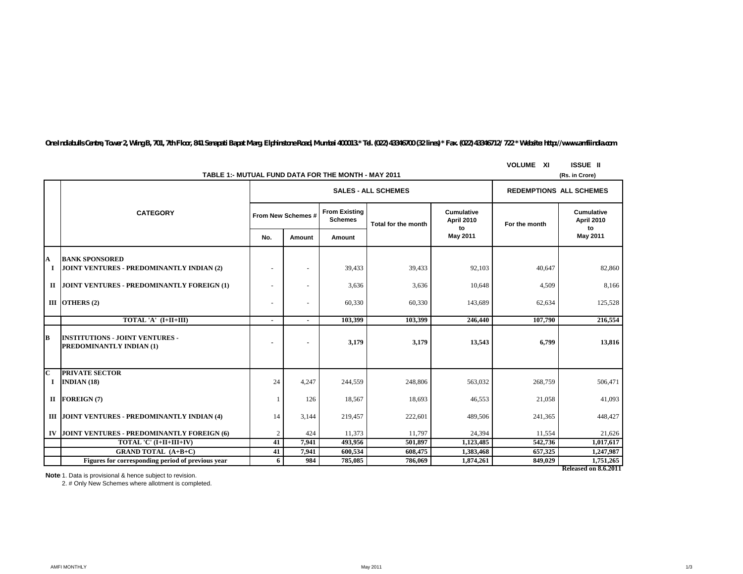**One Indiabulls Centre, Tower 2, Wing B, 701, 7th Floor, 841 Senapati Bapat Marg, Elphinstone Road, Mumbai 400013.* Tel. (022) 43346700 (32 lines) * Fax. (022) 43346712/ 722 * Website: http://www.amfiindia.com**

VOLUME XI ISSUE II

## TABLE 1:- MUTUAL FUND DATA FOR THE MONTH - MAY 2011

(Rs. in Crore)

| | CATEGORY | SALES - ALL SCHEMES | | | | | REDEMPTIONS ALL SCHEMES | |
|---|---|---|---|---|---|---|---|---|
| | | From New Schemes # | | From Existing Schemes | Total for the month | Cumulative April 2010 to May 2011 | For the month | Cumulative April 2010 to May 2011 |
| | | No. | Amount | Amount | | | | |
| **A** | **BANK SPONSORED** | | | | | | | |
| **I** | **JOINT VENTURES - PREDOMINANTLY INDIAN (2)** | - | - | 39,433 | 39,433 | 92,103 | 40,647 | 82,860 |
| **II** | **JOINT VENTURES - PREDOMINANTLY FOREIGN (1)** | - | - | 3,636 | 3,636 | 10,648 | 4,509 | 8,166 |
| **III** | **OTHERS (2)** | - | - | 60,330 | 60,330 | 143,689 | 62,634 | 125,528 |
| | **TOTAL 'A' (I+II+III)** | **-** | **-** | **103,399** | **103,399** | **246,440** | **107,790** | **216,554** |
| **B** | **INSTITUTIONS - JOINT VENTURES - PREDOMINANTLY INDIAN (1)** | **-** | **-** | **3,179** | **3,179** | **13,543** | **6,799** | **13,816** |
| **C** | **PRIVATE SECTOR** | | | | | | | |
| **I** | **INDIAN (18)** | 24 | 4,247 | 244,559 | 248,806 | 563,032 | 268,759 | 506,471 |
| **II** | **FOREIGN (7)** | 1 | 126 | 18,567 | 18,693 | 46,553 | 21,058 | 41,093 |
| **III** | **JOINT VENTURES - PREDOMINANTLY INDIAN (4)** | 14 | 3,144 | 219,457 | 222,601 | 489,506 | 241,365 | 448,427 |
| **IV** | **JOINT VENTURES - PREDOMINANTLY FOREIGN (6)** | 2 | 424 | 11,373 | 11,797 | 24,394 | 11,554 | 21,626 |
| | **TOTAL 'C' (I+II+III+IV)** | **41** | **7,941** | **493,956** | **501,897** | **1,123,485** | **542,736** | **1,017,617** |
| | **GRAND TOTAL (A+B+C)** | **41** | **7,941** | **600,534** | **608,475** | **1,383,468** | **657,325** | **1,247,987** |
| | **Figures for corresponding period of previous year** | **6** | **984** | **785,085** | **786,069** | **1,874,261** | **849,029** | **1,751,265** |

**Released on 8.6.2011**

**Note**: 1. Data is provisional & hence subject to revision.

2. # Only New Schemes where allotment is completed.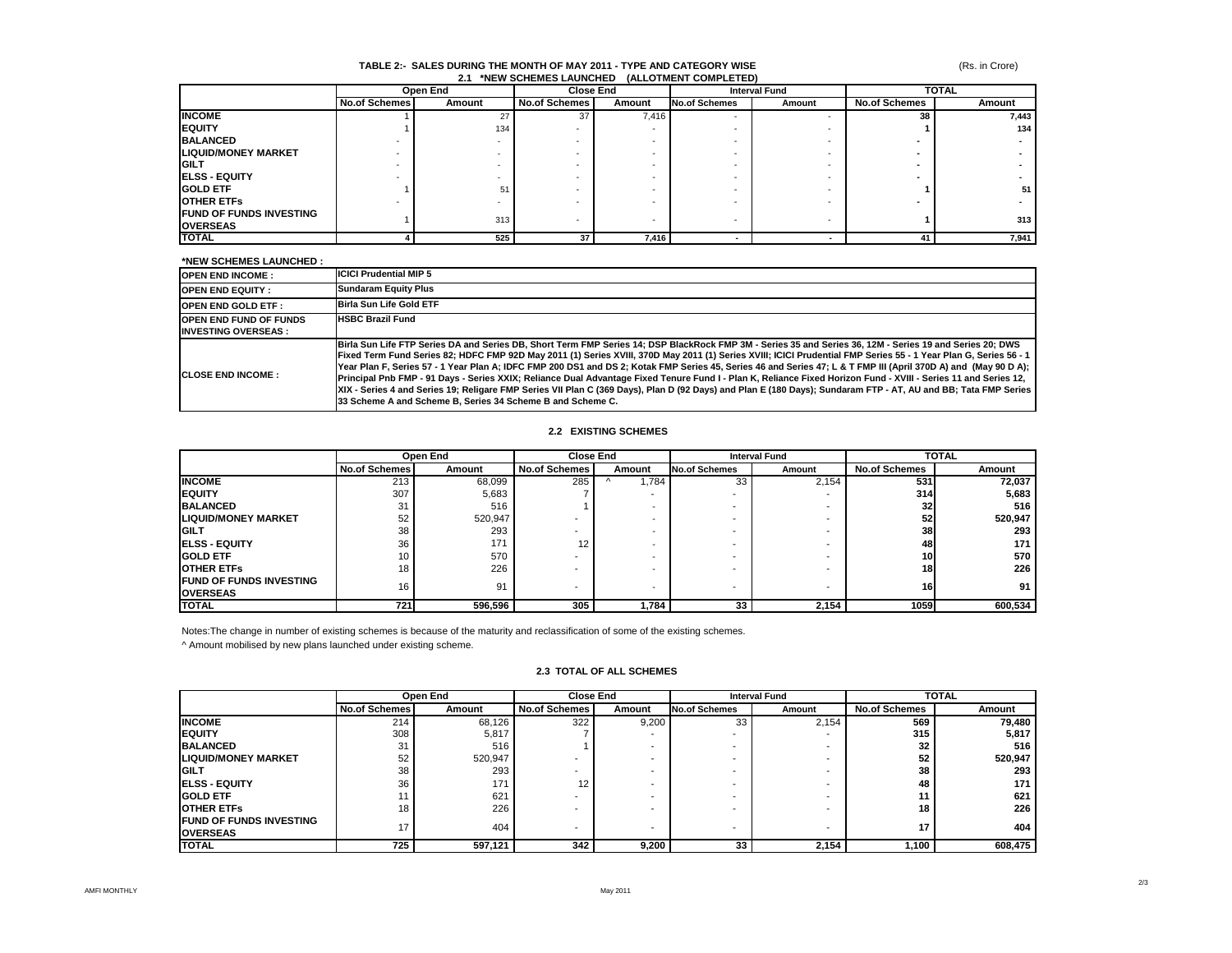## TABLE 2:- SALES DURING THE MONTH OF MAY 2011 - TYPE AND CATEGORY WISE

(Rs. in Crore)

### 2.1 *NEW SCHEMES LAUNCHED (ALLOTMENT COMPLETED)

| | Open End | | Close End | | Interval Fund | | TOTAL | |
|---|---|---|---|---|---|---|---|---|
| | No.of Schemes | Amount | No.of Schemes | Amount | No.of Schemes | Amount | No.of Schemes | Amount |
| **INCOME** | 1 | 27 | 37 | 7,416 | - | - | 38 | 7,443 |
| **EQUITY** | 1 | 134 | - | - | - | - | 1 | 134 |
| **BALANCED** | - | - | - | - | - | - | - | - |
| **LIQUID/MONEY MARKET** | - | - | - | - | - | - | - | - |
| **GILT** | - | - | - | - | - | - | - | - |
| **ELSS - EQUITY** | - | - | - | - | - | - | - | - |
| **GOLD ETF** | 1 | 51 | - | - | - | - | 1 | 51 |
| **OTHER ETFs** | - | - | - | - | - | - | - | - |
| **FUND OF FUNDS INVESTING OVERSEAS** | 1 | 313 | - | - | - | - | 1 | 313 |
| **TOTAL** | 4 | 525 | 37 | 7,416 | - | - | 41 | 7,941 |

**\*NEW SCHEMES LAUNCHED :**

| | |
|---|---|
| **OPEN END INCOME :** | **ICICI Prudential MIP 5** |
| **OPEN END EQUITY :** | **Sundaram Equity Plus** |
| **OPEN END GOLD ETF :** | **Birla Sun Life Gold ETF** |
| **OPEN END FUND OF FUNDS INVESTING OVERSEAS :** | **HSBC Brazil Fund** |
| **CLOSE END INCOME :** | **Birla Sun Life FTP Series DA and Series DB, Short Term FMP Series 14; DSP BlackRock FMP 3M - Series 35 and Series 36, 12M - Series 19 and Series 20; DWS Fixed Term Fund Series 82; HDFC FMP 92D May 2011 (1) Series XVIII, 370D May 2011 (1) Series XVIII; ICICI Prudential FMP Series 55 - 1 Year Plan G, Series 56 - 1 Year Plan F, Series 57 - 1 Year Plan A; IDFC FMP 200 DS1 and DS 2; Kotak FMP Series 45, Series 46 and Series 47; L & T FMP III (April 370D A) and (May 90 D A); Principal Pnb FMP - 91 Days - Series XXIX; Reliance Dual Advantage Fixed Tenure Fund I - Plan K, Reliance Fixed Horizon Fund - XVIII - Series 11 and Series 12, XIX - Series 4 and Series 19; Religare FMP Series VII Plan C (369 Days), Plan D (92 Days) and Plan E (180 Days); Sundaram FTP - AT, AU and BB; Tata FMP Series 33 Scheme A and Scheme B, Series 34 Scheme B and Scheme C.** |

### 2.2 EXISTING SCHEMES

| | Open End | | Close End | | Interval Fund | | TOTAL | |
|---|---|---|---|---|---|---|---|---|
| | No.of Schemes | Amount | No.of Schemes | Amount | No.of Schemes | Amount | No.of Schemes | Amount |
| **INCOME** | 213 | 68,099 | 285 | ^ 1,784 | 33 | 2,154 | 531 | 72,037 |
| **EQUITY** | 307 | 5,683 | 7 | - | - | - | 314 | 5,683 |
| **BALANCED** | 31 | 516 | 1 | - | - | - | 32 | 516 |
| **LIQUID/MONEY MARKET** | 52 | 520,947 | - | - | - | - | 52 | 520,947 |
| **GILT** | 38 | 293 | - | - | - | - | 38 | 293 |
| **ELSS - EQUITY** | 36 | 171 | 12 | - | - | - | 48 | 171 |
| **GOLD ETF** | 10 | 570 | - | - | - | - | 10 | 570 |
| **OTHER ETFs** | 18 | 226 | - | - | - | - | 18 | 226 |
| **FUND OF FUNDS INVESTING OVERSEAS** | 16 | 91 | - | - | - | - | 16 | 91 |
| **TOTAL** | 721 | 596,596 | 305 | 1,784 | 33 | 2,154 | 1059 | 600,534 |

Notes:The change in number of existing schemes is because of the maturity and reclassification of some of the existing schemes.

^ Amount mobilised by new plans launched under existing scheme.

### 2.3 TOTAL OF ALL SCHEMES

| | Open End | | Close End | | Interval Fund | | TOTAL | |
|---|---|---|---|---|---|---|---|---|
| | No.of Schemes | Amount | No.of Schemes | Amount | No.of Schemes | Amount | No.of Schemes | Amount |
| **INCOME** | 214 | 68,126 | 322 | 9,200 | 33 | 2,154 | 569 | 79,480 |
| **EQUITY** | 308 | 5,817 | 7 | - | - | - | 315 | 5,817 |
| **BALANCED** | 31 | 516 | 1 | - | - | - | 32 | 516 |
| **LIQUID/MONEY MARKET** | 52 | 520,947 | - | - | - | - | 52 | 520,947 |
| **GILT** | 38 | 293 | - | - | - | - | 38 | 293 |
| **ELSS - EQUITY** | 36 | 171 | 12 | - | - | - | 48 | 171 |
| **GOLD ETF** | 11 | 621 | - | - | - | - | 11 | 621 |
| **OTHER ETFs** | 18 | 226 | - | - | - | - | 18 | 226 |
| **FUND OF FUNDS INVESTING OVERSEAS** | 17 | 404 | - | - | - | - | 17 | 404 |
| **TOTAL** | 725 | 597,121 | 342 | 9,200 | 33 | 2,154 | 1,100 | 608,475 |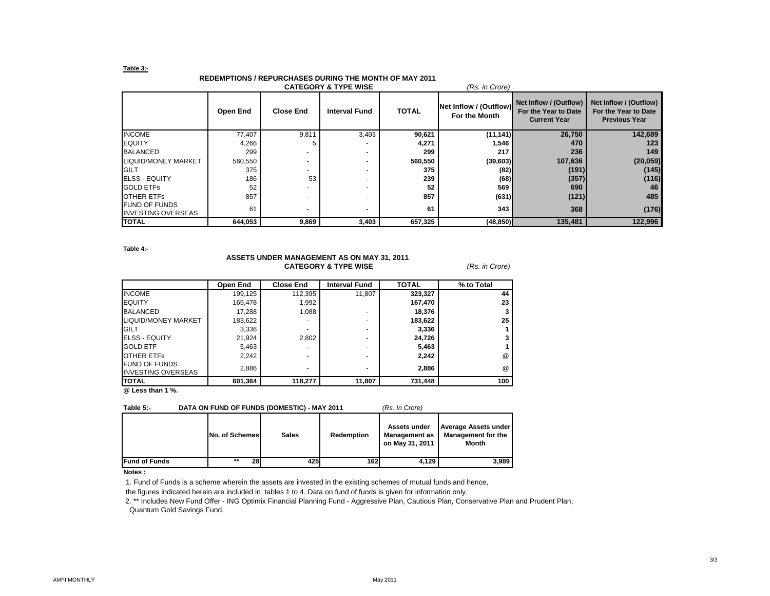**Table 3:-**

### REDEMPTIONS / REPURCHASES DURING THE MONTH OF MAY 2011
### CATEGORY & TYPE WISE

*(Rs. in Crore)*

| | Open End | Close End | Interval Fund | TOTAL | Net Inflow / (Outflow) For the Month | Net Inflow / (Outflow) For the Year to Date Current Year | Net Inflow / (Outflow) For the Year to Date Previous Year |
|---|---|---|---|---|---|---|---|
| INCOME | 77,407 | 9,811 | 3,403 | **90,621** | **(11,141)** | **26,750** | **142,689** |
| EQUITY | 4,266 | 5 | - | **4,271** | **1,546** | **470** | **123** |
| BALANCED | 299 | - | - | **299** | **217** | **236** | **149** |
| LIQUID/MONEY MARKET | 560,550 | - | - | **560,550** | **(39,603)** | **107,636** | **(20,059)** |
| GILT | 375 | - | - | **375** | **(82)** | **(191)** | **(145)** |
| ELSS - EQUITY | 186 | 53 | - | **239** | **(68)** | **(357)** | **(116)** |
| GOLD ETFs | 52 | - | - | **52** | **569** | **690** | **46** |
| OTHER ETFs | 857 | - | - | **857** | **(631)** | **(121)** | **485** |
| FUND OF FUNDS INVESTING OVERSEAS | 61 | - | - | **61** | **343** | **368** | **(176)** |
| **TOTAL** | **644,053** | **9,869** | **3,403** | **657,325** | **(48,850)** | **135,481** | **122,996** |

**Table 4:-**

### ASSETS UNDER MANAGEMENT AS ON MAY 31, 2011
### CATEGORY & TYPE WISE

*(Rs. in Crore)*

| | Open End | Close End | Interval Fund | TOTAL | % to Total |
|---|---|---|---|---|---|
| INCOME | 199,125 | 112,395 | 11,807 | **323,327** | **44** |
| EQUITY | 165,478 | 1,992 | | **167,470** | **23** |
| BALANCED | 17,288 | 1,088 | - | **18,376** | **3** |
| LIQUID/MONEY MARKET | 183,622 | - | - | **183,622** | **25** |
| GILT | 3,336 | - | - | **3,336** | **1** |
| ELSS - EQUITY | 21,924 | 2,802 | - | **24,726** | **3** |
| GOLD ETF | 5,463 | - | - | **5,463** | **1** |
| OTHER ETFs | 2,242 | - | - | **2,242** | @ |
| FUND OF FUNDS INVESTING OVERSEAS | 2,886 | - | - | **2,886** | @ |
| **TOTAL** | **601,364** | **118,277** | **11,807** | **731,448** | **100** |

**@ Less than 1 %.**

**Table 5:- DATA ON FUND OF FUNDS (DOMESTIC) - MAY 2011** *(Rs. In Crore)*

| | No. of Schemes | Sales | Redemption | Assets under Management as on May 31, 2011 | Average Assets under Management for the Month |
|---|---|---|---|---|---|
| **Fund of Funds** | ** 28 | 425 | 162 | 4,129 | 3,989 |

**Notes :**

1. Fund of Funds is a scheme wherein the assets are invested in the existing schemes of mutual funds and hence, the figures indicated herein are included in tables 1 to 4. Data on fund of funds is given for information only.
2. ** Includes New Fund Offer - ING Optimix Financial Planning Fund - Aggressive Plan, Cautious Plan, Conservative Plan and Prudent Plan; Quantum Gold Savings Fund.